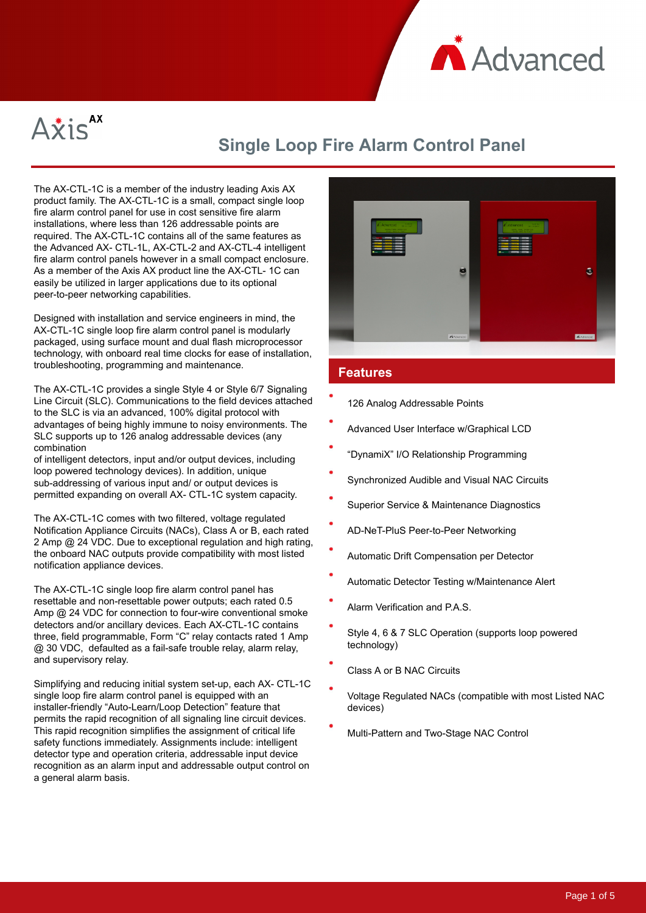Axis AX

# Single Loop Fire Alarm Control Panel

The AX-CTL-1C is a member of the industry leading Axis AX product family. The AX-CTL-1C is a small, compact single loop fire alarm control panel for use in cost sensitive fire alarm installations, where less than 126 addressable points are required. The AX-CTL-1C contains all of the same features as the Advanced AX- CTL-1L, AX-CTL-2 and AX-CTL-4 intelligent fire alarm control panels however in a small compact enclosure. As a member of the Axis AX product line the AX-CTL- 1C can easily be utilized in larger applications due to its optional peer-to-peer networking capabilities.

Designed with installation and service engineers in mind, the AX-CTL-1C single loop fire alarm control panel is modularly packaged, using surface mount and dual flash microprocessor technology, with onboard real time clocks for ease of installation, troubleshooting, programming and maintenance.

The AX-CTL-1C provides a single Style 4 or Style 6/7 Signaling Line Circuit (SLC). Communications to the field devices attached to the SLC is via an advanced, 100% digital protocol with advantages of being highly immune to noisy environments. The SLC supports up to 126 analog addressable devices (any combination of intelligent detectors, input and/or output devices, including loop powered technology devices). In addition, unique sub-addressing of various input and/ or output devices is permitted expanding on overall AX- CTL-1C system capacity.

The AX-CTL-1C comes with two filtered, voltage regulated Notification Appliance Circuits (NACs), Class A or B, each rated 2 Amp @ 24 VDC. Due to exceptional regulation and high rating, the onboard NAC outputs provide compatibility with most listed notification appliance devices.

The AX-CTL-1C single loop fire alarm control panel has resettable and non-resettable power outputs; each rated 0.5 Amp @ 24 VDC for connection to four-wire conventional smoke detectors and/or ancillary devices. Each AX-CTL-1C contains three, field programmable, Form "C" relay contacts rated 1 Amp @ 30 VDC, defaulted as a fail-safe trouble relay, alarm relay, and supervisory relay.

Simplifying and reducing initial system set-up, each AX- CTL-1C single loop fire alarm control panel is equipped with an installer-friendly "Auto-Learn/Loop Detection" feature that permits the rapid recognition of all signaling line circuit devices. This rapid recognition simplifies the assignment of critical life safety functions immediately. Assignments include: intelligent detector type and operation criteria, addressable input device recognition as an alarm input and addressable output control on a general alarm basis.

## Features

- 126 Analog Addressable Points
- Advanced User Interface w/Graphical LCD
- "DynamiX" I/O Relationship Programming
- Synchronized Audible and Visual NAC Circuits
- Superior Service & Maintenance Diagnostics
- AD-NeT-PluS Peer-to-Peer Networking
- Automatic Drift Compensation per Detector
- Automatic Detector Testing w/Maintenance Alert
- Alarm Verification and P.A.S.
- Style 4, 6 & 7 SLC Operation (supports loop powered technology)
- Class A or B NAC Circuits
- Voltage Regulated NACs (compatible with most Listed NAC devices)
- Multi-Pattern and Two-Stage NAC Control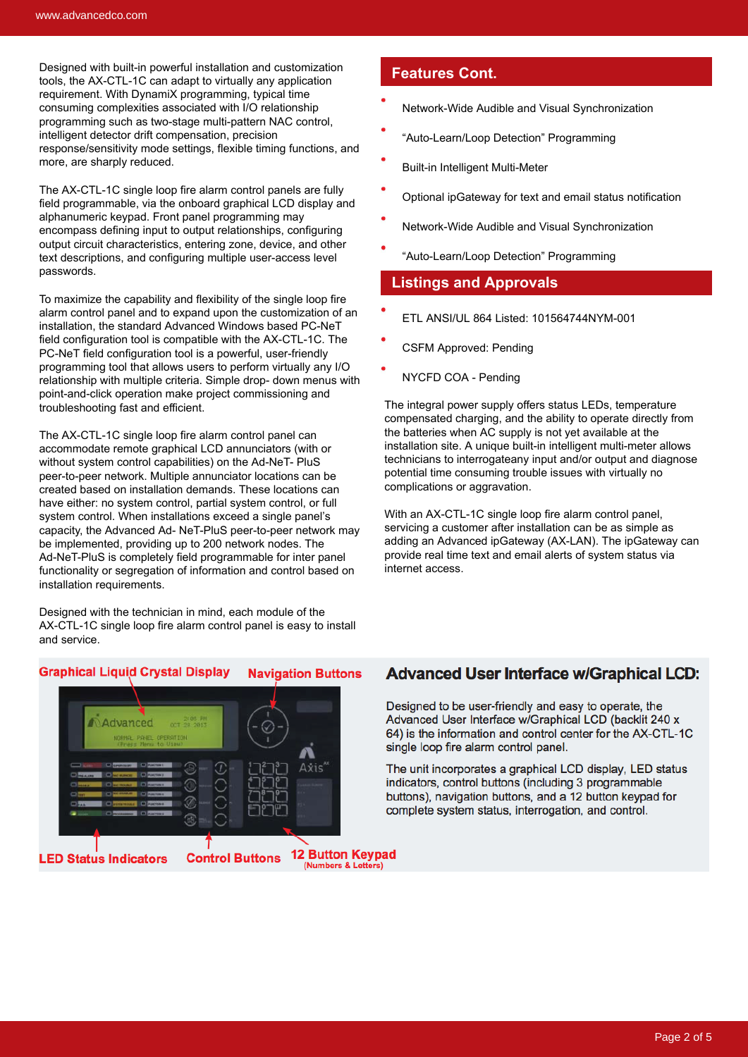Designed with built-in powerful installation and customization tools, the AX-CTL-1C can adapt to virtually any application requirement. With DynamiX programming, typical time consuming complexities associated with I/O relationship programming such as two-stage multi-pattern NAC control, intelligent detector drift compensation, precision response/sensitivity mode settings, flexible timing functions, and more, are sharply reduced.

The AX-CTL-1C single loop fire alarm control panels are fully field programmable, via the onboard graphical LCD display and alphanumeric keypad. Front panel programming may encompass defining input to output relationships, configuring output circuit characteristics, entering zone, device, and other text descriptions, and configuring multiple user-access level passwords.

To maximize the capability and flexibility of the single loop fire alarm control panel and to expand upon the customization of an installation, the standard Advanced Windows based PC-NeT field configuration tool is compatible with the AX-CTL-1C. The PC-NeT field configuration tool is a powerful, user-friendly programming tool that allows users to perform virtually any I/O relationship with multiple criteria. Simple drop- down menus with point-and-click operation make project commissioning and troubleshooting fast and efficient.

The AX-CTL-1C single loop fire alarm control panel can accommodate remote graphical LCD annunciators (with or without system control capabilities) on the Ad-NeT- PluS peer-to-peer network. Multiple annunciator locations can be created based on installation demands. These locations can have either: no system control, partial system control, or full system control. When installations exceed a single panel's capacity, the Advanced Ad- NeT-PluS peer-to-peer network may be implemented, providing up to 200 network nodes. The Ad-NeT-PluS is completely field programmable for inter panel functionality or segregation of information and control based on installation requirements.

Designed with the technician in mind, each module of the AX-CTL-1C single loop fire alarm control panel is easy to install and service.

## Features Cont.

- Network-Wide Audible and Visual Synchronization
- "Auto-Learn/Loop Detection" Programming
- Built-in Intelligent Multi-Meter
- Optional ipGateway for text and email status notification
- Network-Wide Audible and Visual Synchronization
- "Auto-Learn/Loop Detection" Programming

## Listings and Approvals

- ETL ANSI/UL 864 Listed: 101564744NYM-001
- CSFM Approved: Pending
- NYCFD COA - Pending

The integral power supply offers status LEDs, temperature compensated charging, and the ability to operate directly from the batteries when AC supply is not yet available at the installation site. A unique built-in intelligent multi-meter allows technicians to interrogateany input and/or output and diagnose potential time consuming trouble issues with virtually no complications or aggravation.

With an AX-CTL-1C single loop fire alarm control panel, servicing a customer after installation can be as simple as adding an Advanced ipGateway (AX-LAN). The ipGateway can provide real time text and email alerts of system status via internet access.

Graphical Liquid Crystal Display | Navigation Buttons | LED Status Indicators | Control Buttons | 12 Button Keypad (Numbers & Letters)

## Advanced User Interface w/Graphical LCD:

Designed to be user-friendly and easy to operate, the Advanced User Interface w/Graphical LCD (backlit 240 x 64) is the information and control center for the AX-CTL-1C single loop fire alarm control panel.

The unit incorporates a graphical LCD display, LED status indicators, control buttons (including 3 programmable buttons), navigation buttons, and a 12 button keypad for complete system status, interrogation, and control.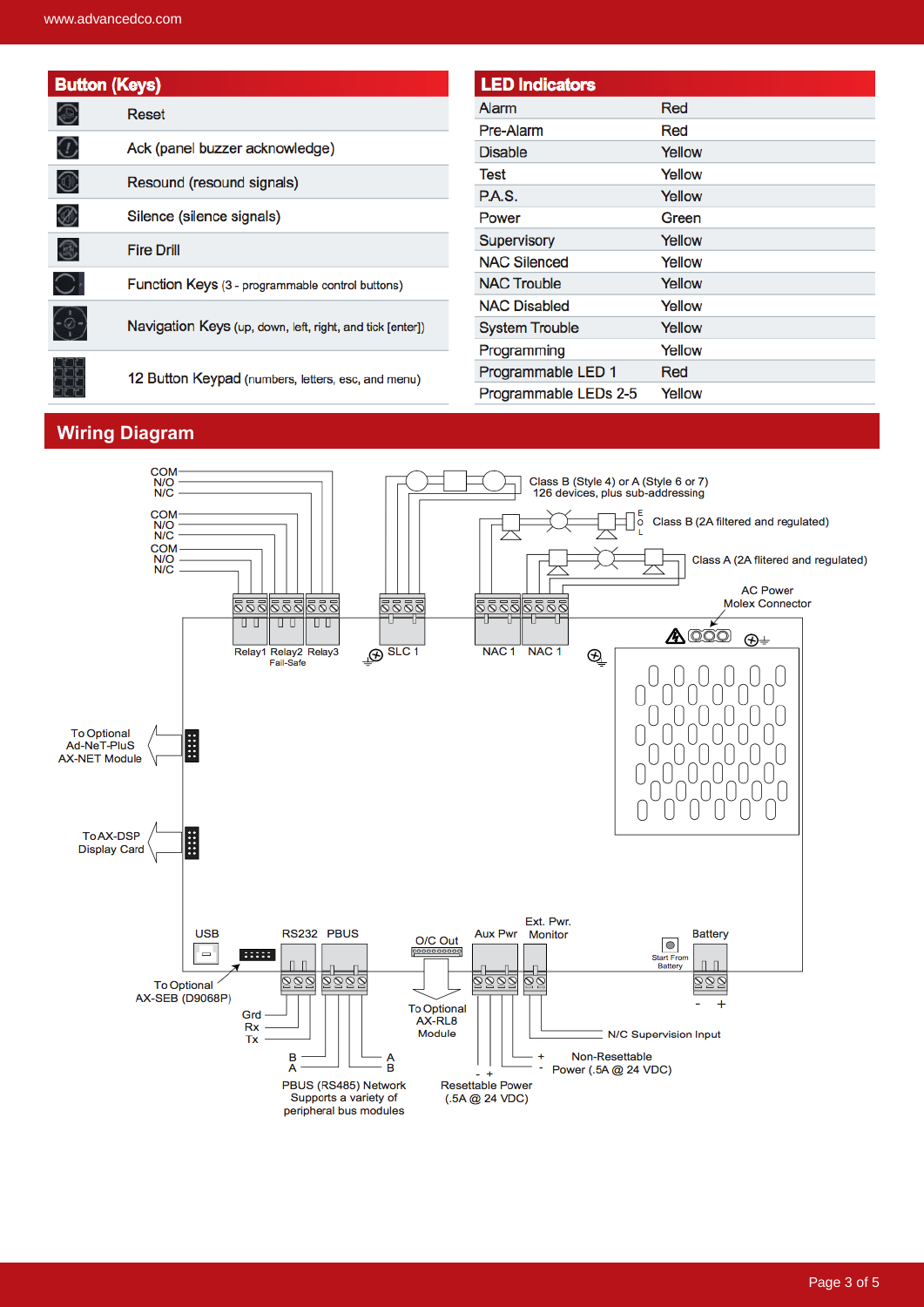## Button (Keys)

| Icon | Function |
|---|---|
| | Reset |
| | Ack (panel buzzer acknowledge) |
| | Resound (resound signals) |
| | Silence (silence signals) |
| | Fire Drill |
| | Function Keys (3 - programmable control buttons) |
| | Navigation Keys (up, down, left, right, and tick [enter]) |
| | 12 Button Keypad (numbers, letters, esc, and menu) |

## LED Indicators

| Indicator | Color |
|---|---|
| Alarm | Red |
| Pre-Alarm | Red |
| Disable | Yellow |
| Test | Yellow |
| P.A.S. | Yellow |
| Power | Green |
| Supervisory | Yellow |
| NAC Silenced | Yellow |
| NAC Trouble | Yellow |
| NAC Disabled | Yellow |
| System Trouble | Yellow |
| Programming | Yellow |
| Programmable LED 1 | Red |
| Programmable LEDs 2-5 | Yellow |

## Wiring Diagram

COM
N/O
N/C
COM
N/O
N/C
COM
N/O
N/C

Relay1 Relay2 Relay3
Fail-Safe

SLC 1

Class B (Style 4) or A (Style 6 or 7)
126 devices, plus sub-addressing

E
O
L

Class B (2A filtered and regulated)

Class A (2A filtered and regulated)

NAC 1 NAC 1

AC Power
Molex Connector

To Optional
Ad-NeT-PluS
AX-NET Module

To AX-DSP
Display Card

USB

To Optional
AX-SEB (D9068P)

RS232 PBUS

Grd
Rx
Tx

B
A

A
B

PBUS (RS485) Network
Supports a variety of
peripheral bus modules

O/C Out

To Optional
AX-RL8
Module

Aux Pwr

Ext. Pwr.
Monitor

- +
Resettable Power
(.5A @ 24 VDC)

+
-
Non-Resettable
Power (.5A @ 24 VDC)

N/C Supervision Input

Start From
Battery

Battery
- +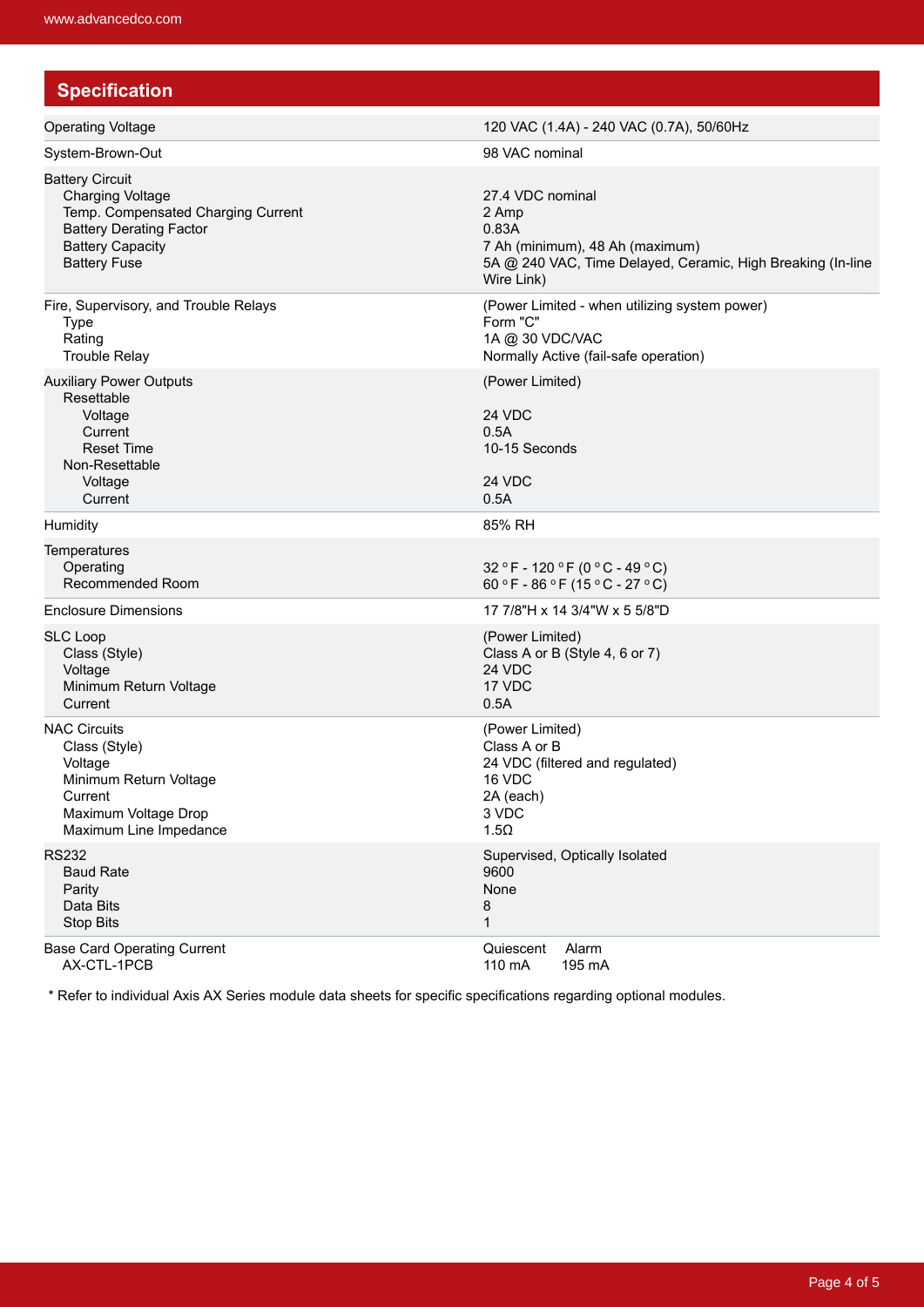## Specification

| | |
|---|---|
| Operating Voltage | 120 VAC (1.4A) - 240 VAC (0.7A), 50/60Hz |
| System-Brown-Out | 98 VAC nominal |
| Battery Circuit | |
| Charging Voltage | 27.4 VDC nominal |
| Temp. Compensated Charging Current | 2 Amp |
| Battery Derating Factor | 0.83A |
| Battery Capacity | 7 Ah (minimum), 48 Ah (maximum) |
| Battery Fuse | 5A @ 240 VAC, Time Delayed, Ceramic, High Breaking (In-line Wire Link) |
| Fire, Supervisory, and Trouble Relays | (Power Limited - when utilizing system power) |
| Type | Form "C" |
| Rating | 1A @ 30 VDC/VAC |
| Trouble Relay | Normally Active (fail-safe operation) |
| Auxiliary Power Outputs | (Power Limited) |
| Resettable | |
| Voltage | 24 VDC |
| Current | 0.5A |
| Reset Time | 10-15 Seconds |
| Non-Resettable | |
| Voltage | 24 VDC |
| Current | 0.5A |
| Humidity | 85% RH |
| Temperatures | |
| Operating | 32 °F - 120 °F (0 °C - 49 °C) |
| Recommended Room | 60 °F - 86 °F (15 °C - 27 °C) |
| Enclosure Dimensions | 17 7/8"H x 14 3/4"W x 5 5/8"D |
| SLC Loop | (Power Limited) |
| Class (Style) | Class A or B (Style 4, 6 or 7) |
| Voltage | 24 VDC |
| Minimum Return Voltage | 17 VDC |
| Current | 0.5A |
| NAC Circuits | (Power Limited) |
| Class (Style) | Class A or B |
| Voltage | 24 VDC (filtered and regulated) |
| Minimum Return Voltage | 16 VDC |
| Current | 2A (each) |
| Maximum Voltage Drop | 3 VDC |
| Maximum Line Impedance | 1.5Ω |
| RS232 | Supervised, Optically Isolated |
| Baud Rate | 9600 |
| Parity | None |
| Data Bits | 8 |
| Stop Bits | 1 |
| Base Card Operating Current | Quiescent / Alarm |
| AX-CTL-1PCB | 110 mA / 195 mA |

\* Refer to individual Axis AX Series module data sheets for specific specifications regarding optional modules.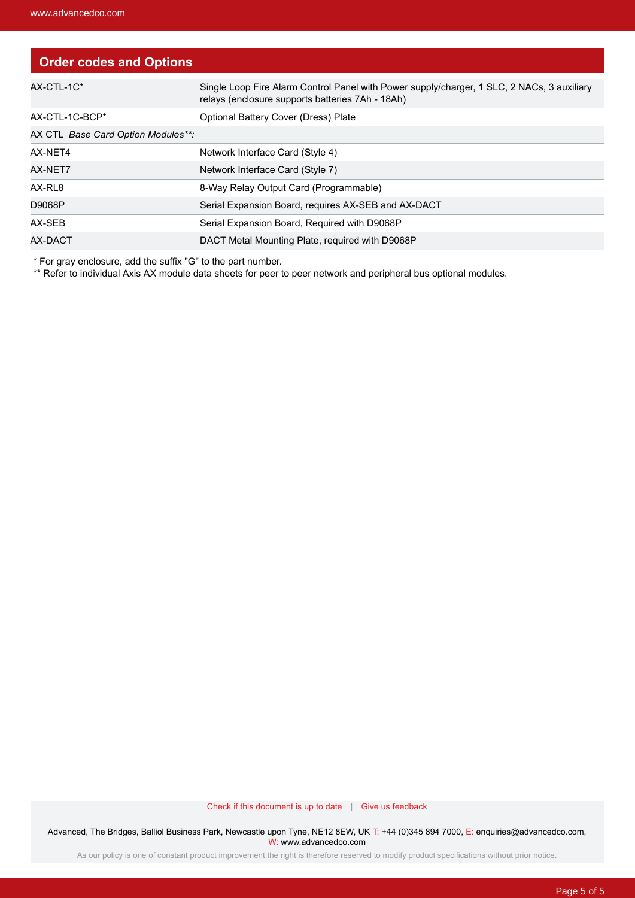## Order codes and Options

| | |
|---|---|
| AX-CTL-1C* | Single Loop Fire Alarm Control Panel with Power supply/charger, 1 SLC, 2 NACs, 3 auxiliary relays (enclosure supports batteries 7Ah - 18Ah) |
| AX-CTL-1C-BCP* | Optional Battery Cover (Dress) Plate |
| AX CTL *Base Card Option Modules**:* | |
| AX-NET4 | Network Interface Card (Style 4) |
| AX-NET7 | Network Interface Card (Style 7) |
| AX-RL8 | 8-Way Relay Output Card (Programmable) |
| D9068P | Serial Expansion Board, requires AX-SEB and AX-DACT |
| AX-SEB | Serial Expansion Board, Required with D9068P |
| AX-DACT | DACT Metal Mounting Plate, required with D9068P |

* For gray enclosure, add the suffix "G" to the part number.

** Refer to individual Axis AX module data sheets for peer to peer network and peripheral bus optional modules.

Check if this document is up to date | Give us feedback

Advanced, The Bridges, Balliol Business Park, Newcastle upon Tyne, NE12 8EW, UK T: +44 (0)345 894 7000, E: enquiries@advancedco.com, W: www.advancedco.com

As our policy is one of constant product improvement the right is therefore reserved to modify product specifications without prior notice.